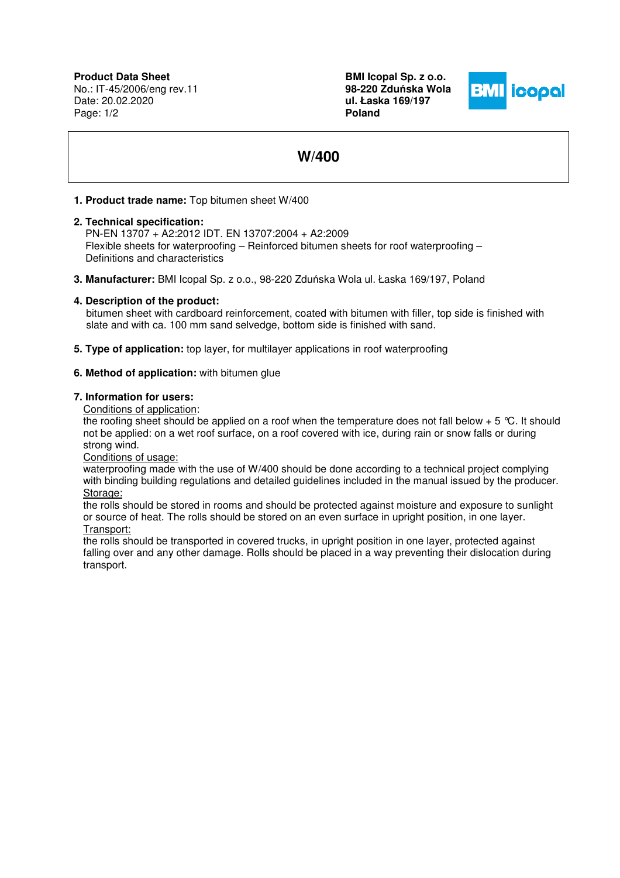**Product Data Sheet**
No.: IT-45/2006/eng rev.11
Date: 20.02.2020

**BMI Icopal Sp. z o.o.**
**98-220 Zduńska Wola**
**ul. Łaska 169/197**
**Poland**

# W/400

1. **Product trade name:** Top bitumen sheet W/400

2. **Technical specification:**
   PN-EN 13707 + A2:2012 IDT. EN 13707:2004 + A2:2009
   Flexible sheets for waterproofing – Reinforced bitumen sheets for roof waterproofing – Definitions and characteristics

3. **Manufacturer:** BMI Icopal Sp. z o.o., 98-220 Zduńska Wola ul. Łaska 169/197, Poland

4. **Description of the product:**
   bitumen sheet with cardboard reinforcement, coated with bitumen with filler, top side is finished with slate and with ca. 100 mm sand selvedge, bottom side is finished with sand.

5. **Type of application:** top layer, for multilayer applications in roof waterproofing

6. **Method of application:** with bitumen glue

7. **Information for users:**
   Conditions of application:
   the roofing sheet should be applied on a roof when the temperature does not fall below + 5 °C. It should not be applied: on a wet roof surface, on a roof covered with ice, during rain or snow falls or during strong wind.
   Conditions of usage:
   waterproofing made with the use of W/400 should be done according to a technical project complying with binding building regulations and detailed guidelines included in the manual issued by the producer.
   Storage:
   the rolls should be stored in rooms and should be protected against moisture and exposure to sunlight or source of heat. The rolls should be stored on an even surface in upright position, in one layer.
   Transport:
   the rolls should be transported in covered trucks, in upright position in one layer, protected against falling over and any other damage. Rolls should be placed in a way preventing their dislocation during transport.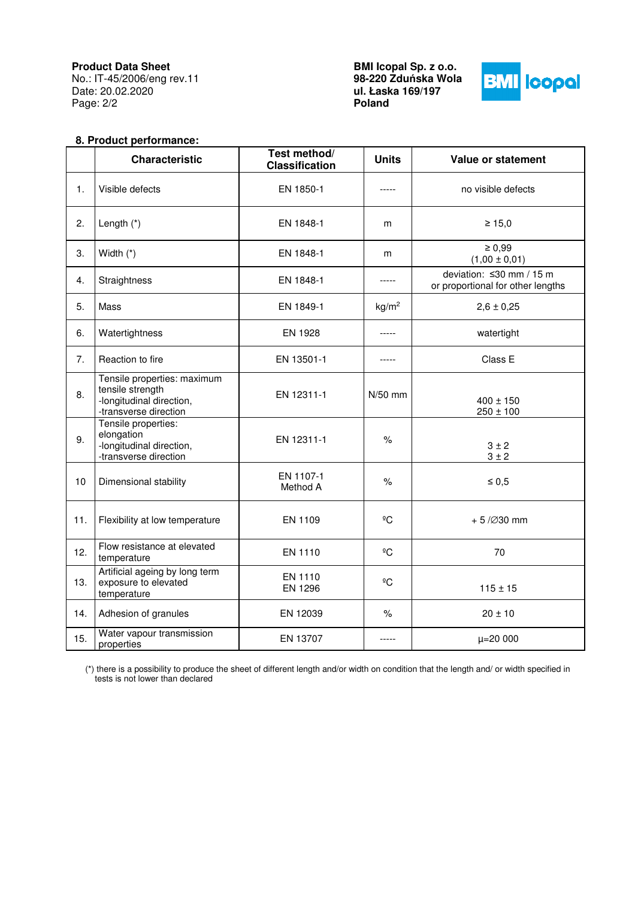**Product Data Sheet**
No.: IT-45/2006/eng rev.11
Date: 20.02.2020
Page: 2/2

**BMI Icopal Sp. z o.o.**
**98-220 Zduńska Wola**
**ul. Łaska 169/197**
**Poland**

### 8. Product performance:

| | Characteristic | Test method/ Classification | Units | Value or statement |
|---|---|---|---|---|
| 1. | Visible defects | EN 1850-1 | ----- | no visible defects |
| 2. | Length (*) | EN 1848-1 | m | ≥ 15,0 |
| 3. | Width (*) | EN 1848-1 | m | ≥ 0,99 (1,00 ± 0,01) |
| 4. | Straightness | EN 1848-1 | ----- | deviation: ≤30 mm / 15 m or proportional for other lengths |
| 5. | Mass | EN 1849-1 | $kg/m^2$ | 2,6 ± 0,25 |
| 6. | Watertightness | EN 1928 | ----- | watertight |
| 7. | Reaction to fire | EN 13501-1 | ----- | Class E |
| 8. | Tensile properties: maximum tensile strength -longitudinal direction, -transverse direction | EN 12311-1 | N/50 mm | 400 ± 150<br>250 ± 100 |
| 9. | Tensile properties: elongation -longitudinal direction, -transverse direction | EN 12311-1 | % | 3 ± 2<br>3 ± 2 |
| 10 | Dimensional stability | EN 1107-1 Method A | % | ≤ 0,5 |
| 11. | Flexibility at low temperature | EN 1109 | ºC | + 5 /∅30 mm |
| 12. | Flow resistance at elevated temperature | EN 1110 | ºC | 70 |
| 13. | Artificial ageing by long term exposure to elevated temperature | EN 1110<br>EN 1296 | ºC | 115 ± 15 |
| 14. | Adhesion of granules | EN 12039 | % | 20 ± 10 |
| 15. | Water vapour transmission properties | EN 13707 | ----- | μ=20 000 |

(*) there is a possibility to produce the sheet of different length and/or width on condition that the length and/ or width specified in tests is not lower than declared